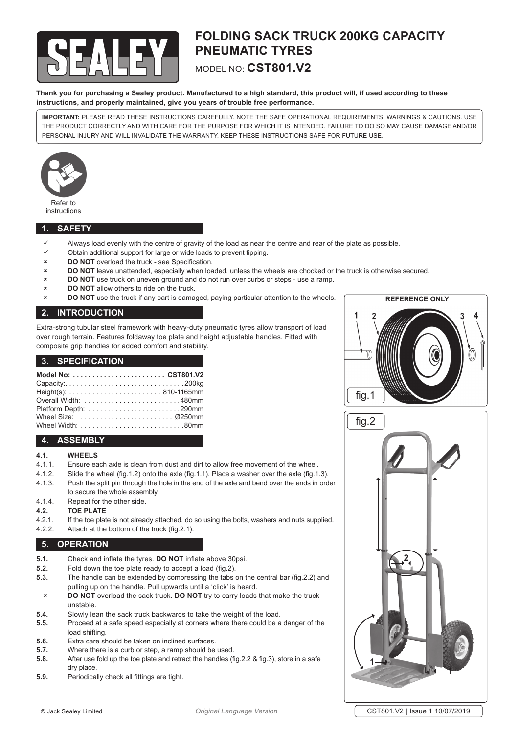# FOLDING SACK TRUCK 200KG CAPACITY PNEUMATIC TYRES

MODEL NO: **CST801.V2**

**Thank you for purchasing a Sealey product. Manufactured to a high standard, this product will, if used according to these instructions, and properly maintained, give you years of trouble free performance.**

**IMPORTANT:** PLEASE READ THESE INSTRUCTIONS CAREFULLY. NOTE THE SAFE OPERATIONAL REQUIREMENTS, WARNINGS & CAUTIONS. USE THE PRODUCT CORRECTLY AND WITH CARE FOR THE PURPOSE FOR WHICH IT IS INTENDED. FAILURE TO DO SO MAY CAUSE DAMAGE AND/OR PERSONAL INJURY AND WILL INVALIDATE THE WARRANTY. KEEP THESE INSTRUCTIONS SAFE FOR FUTURE USE.

Refer to instructions

## 1. SAFETY

- ✓ Always load evenly with the centre of gravity of the load as near the centre and rear of the plate as possible.
- ✓ Obtain additional support for large or wide loads to prevent tipping.
- ✗ **DO NOT** overload the truck - see Specification.
- ✗ **DO NOT** leave unattended, especially when loaded, unless the wheels are chocked or the truck is otherwise secured.
- ✗ **DO NOT** use truck on uneven ground and do not run over curbs or steps - use a ramp.
- ✗ **DO NOT** allow others to ride on the truck.
- ✗ **DO NOT** use the truck if any part is damaged, paying particular attention to the wheels.

## 2. INTRODUCTION

Extra-strong tubular steel framework with heavy-duty pneumatic tyres allow transport of load over rough terrain. Features foldaway toe plate and height adjustable handles. Fitted with composite grip handles for added comfort and stability.

## 3. SPECIFICATION

| Model No: | CST801.V2 |
|---|---|
| Capacity: | 200kg |
| Height(s): | 810-1165mm |
| Overall Width: | 480mm |
| Platform Depth: | 290mm |
| Wheel Size: | Ø250mm |
| Wheel Width: | 80mm |

## 4. ASSEMBLY

**4.1. WHEELS**

4.1.1. Ensure each axle is clean from dust and dirt to allow free movement of the wheel.

4.1.2. Slide the wheel (fig.1.2) onto the axle (fig.1.1). Place a washer over the axle (fig.1.3).

4.1.3. Push the split pin through the hole in the end of the axle and bend over the ends in order to secure the whole assembly.

4.1.4. Repeat for the other side.

**4.2. TOE PLATE**

4.2.1. If the toe plate is not already attached, do so using the bolts, washers and nuts supplied.

4.2.2. Attach at the bottom of the truck (fig.2.1).

## 5. OPERATION

**5.1.** Check and inflate the tyres. **DO NOT** inflate above 30psi.

**5.2.** Fold down the toe plate ready to accept a load (fig.2).

**5.3.** The handle can be extended by compressing the tabs on the central bar (fig.2.2) and pulling up on the handle. Pull upwards until a 'click' is heard.

✗ **DO NOT** overload the sack truck. **DO NOT** try to carry loads that make the truck unstable.

**5.4.** Slowly lean the sack truck backwards to take the weight of the load.

**5.5.** Proceed at a safe speed especially at corners where there could be a danger of the load shifting.

**5.6.** Extra care should be taken on inclined surfaces.

**5.7.** Where there is a curb or step, a ramp should be used.

**5.8.** After use fold up the toe plate and retract the handles (fig.2.2 & fig.3), store in a safe dry place.

**5.9.** Periodically check all fittings are tight.

REFERENCE ONLY

fig.1

fig.2

© Jack Sealey Limited    *Original Language Version*    CST801.V2 | Issue 1 10/07/2019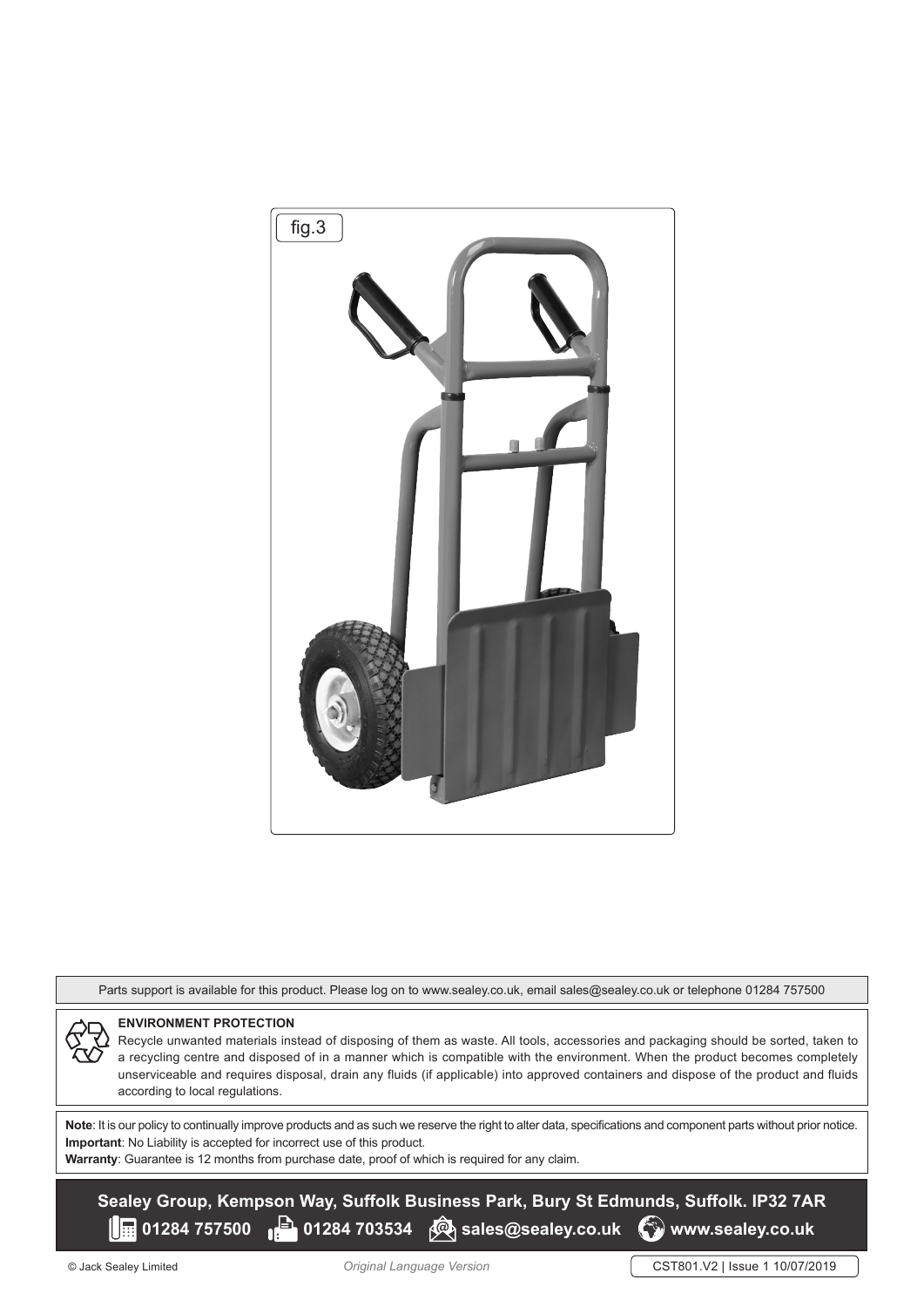fig.3

Parts support is available for this product. Please log on to www.sealey.co.uk, email sales@sealey.co.uk or telephone 01284 757500

**ENVIRONMENT PROTECTION**

Recycle unwanted materials instead of disposing of them as waste. All tools, accessories and packaging should be sorted, taken to a recycling centre and disposed of in a manner which is compatible with the environment. When the product becomes completely unserviceable and requires disposal, drain any fluids (if applicable) into approved containers and dispose of the product and fluids according to local regulations.

**Note**: It is our policy to continually improve products and as such we reserve the right to alter data, specifications and component parts without prior notice.
**Important**: No Liability is accepted for incorrect use of this product.
**Warranty**: Guarantee is 12 months from purchase date, proof of which is required for any claim.

**Sealey Group, Kempson Way, Suffolk Business Park, Bury St Edmunds, Suffolk. IP32 7AR**

**01284 757500** **01284 703534** **sales@sealey.co.uk** **www.sealey.co.uk**

© Jack Sealey Limited *Original Language Version* CST801.V2 | Issue 1 10/07/2019